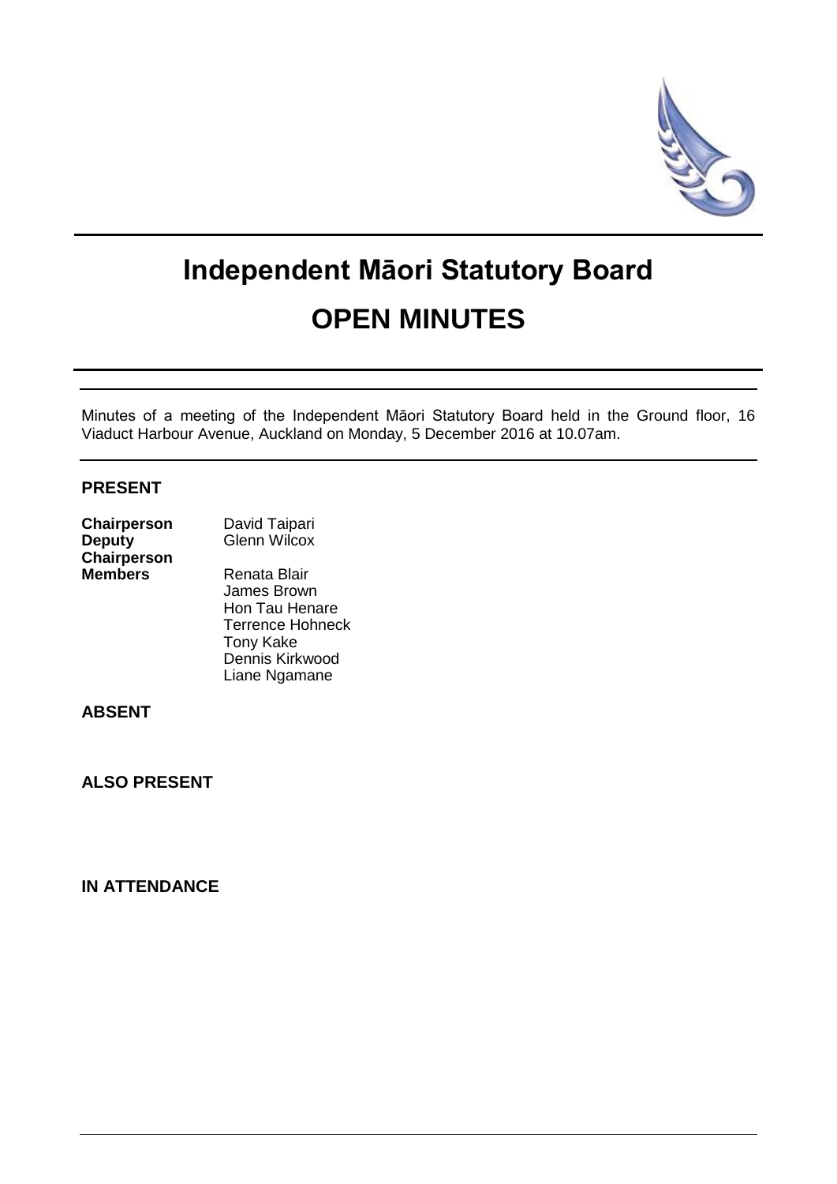# Independent Māori Statutory Board

# OPEN MINUTES

Minutes of a meeting of the Independent Māori Statutory Board held in the Ground floor, 16 Viaduct Harbour Avenue, Auckland on Monday, 5 December 2016 at 10.07am.

## PRESENT

| | |
|---|---|
| **Chairperson** | David Taipari |
| **Deputy Chairperson** | Glenn Wilcox |
| **Members** | Renata Blair |
| | James Brown |
| | Hon Tau Henare |
| | Terrence Hohneck |
| | Tony Kake |
| | Dennis Kirkwood |
| | Liane Ngamane |

## ABSENT

## ALSO PRESENT

## IN ATTENDANCE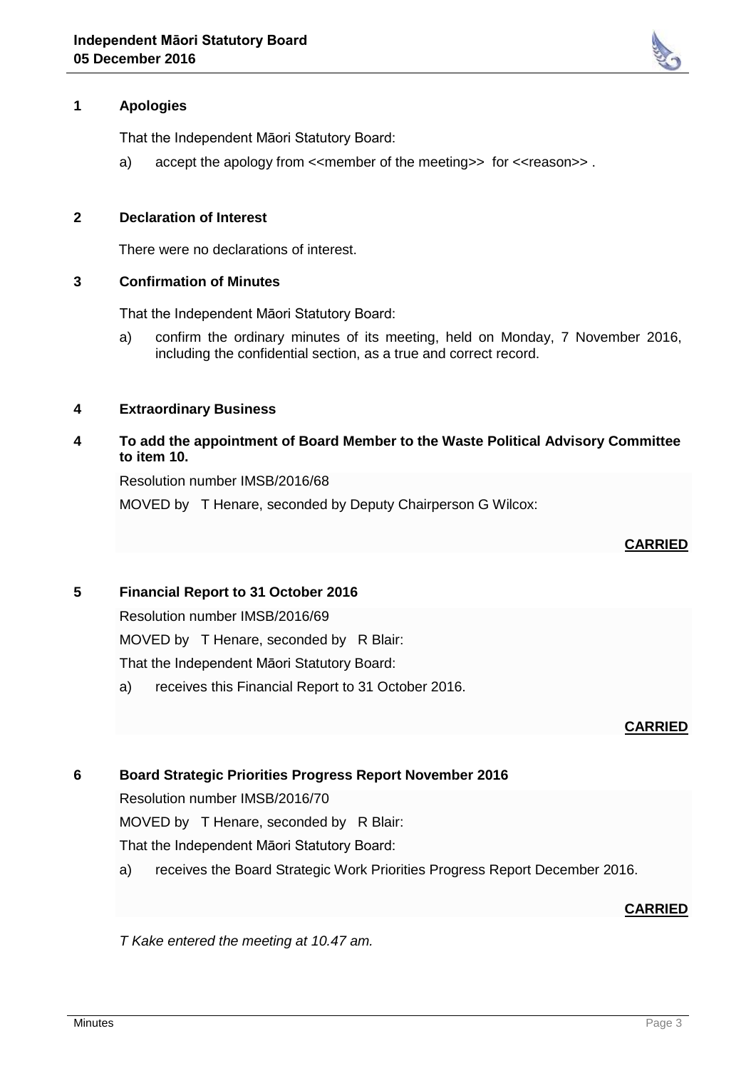## 1 Apologies

That the Independent Māori Statutory Board:

a) accept the apology from <<member of the meeting>> for <<reason>> .

## 2 Declaration of Interest

There were no declarations of interest.

## 3 Confirmation of Minutes

That the Independent Māori Statutory Board:

a) confirm the ordinary minutes of its meeting, held on Monday, 7 November 2016, including the confidential section, as a true and correct record.

## 4 Extraordinary Business

## 4 To add the appointment of Board Member to the Waste Political Advisory Committee to item 10.

Resolution number IMSB/2016/68

MOVED by T Henare, seconded by Deputy Chairperson G Wilcox:

**CARRIED**

## 5 Financial Report to 31 October 2016

Resolution number IMSB/2016/69

MOVED by T Henare, seconded by R Blair:

That the Independent Māori Statutory Board:

a) receives this Financial Report to 31 October 2016.

**CARRIED**

## 6 Board Strategic Priorities Progress Report November 2016

Resolution number IMSB/2016/70

MOVED by T Henare, seconded by R Blair:

That the Independent Māori Statutory Board:

a) receives the Board Strategic Work Priorities Progress Report December 2016.

**CARRIED**

*T Kake entered the meeting at 10.47 am.*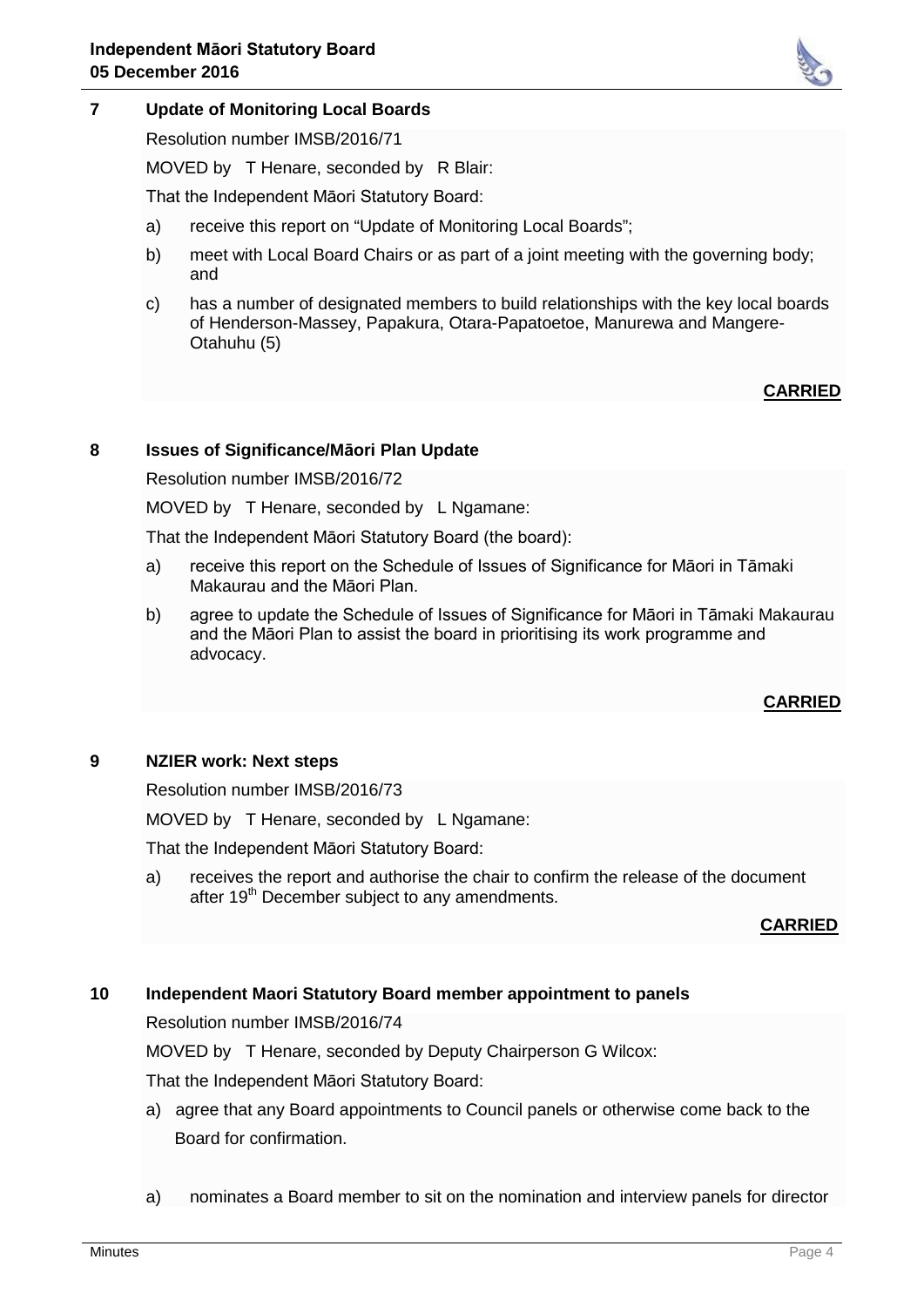## 7 Update of Monitoring Local Boards

Resolution number IMSB/2016/71

MOVED by T Henare, seconded by R Blair:

That the Independent Māori Statutory Board:

a) receive this report on "Update of Monitoring Local Boards";

b) meet with Local Board Chairs or as part of a joint meeting with the governing body; and

c) has a number of designated members to build relationships with the key local boards of Henderson-Massey, Papakura, Otara-Papatoetoe, Manurewa and Mangere-Otahuhu (5)

**CARRIED**

## 8 Issues of Significance/Māori Plan Update

Resolution number IMSB/2016/72

MOVED by T Henare, seconded by L Ngamane:

That the Independent Māori Statutory Board (the board):

a) receive this report on the Schedule of Issues of Significance for Māori in Tāmaki Makaurau and the Māori Plan.

b) agree to update the Schedule of Issues of Significance for Māori in Tāmaki Makaurau and the Māori Plan to assist the board in prioritising its work programme and advocacy.

**CARRIED**

## 9 NZIER work: Next steps

Resolution number IMSB/2016/73

MOVED by T Henare, seconded by L Ngamane:

That the Independent Māori Statutory Board:

a) receives the report and authorise the chair to confirm the release of the document after 19th December subject to any amendments.

**CARRIED**

## 10 Independent Maori Statutory Board member appointment to panels

Resolution number IMSB/2016/74

MOVED by T Henare, seconded by Deputy Chairperson G Wilcox:

That the Independent Māori Statutory Board:

a) agree that any Board appointments to Council panels or otherwise come back to the Board for confirmation.

a) nominates a Board member to sit on the nomination and interview panels for director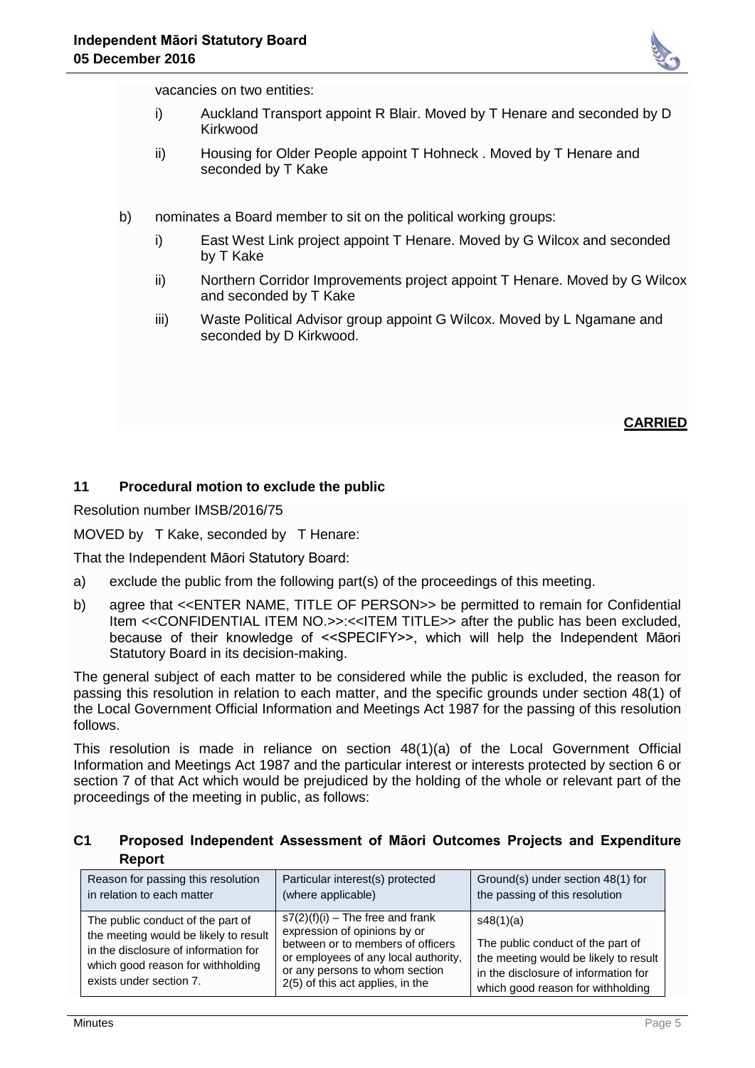vacancies on two entities:

i) Auckland Transport appoint R Blair. Moved by T Henare and seconded by D Kirkwood

ii) Housing for Older People appoint T Hohneck . Moved by T Henare and seconded by T Kake

b) nominates a Board member to sit on the political working groups:

i) East West Link project appoint T Henare. Moved by G Wilcox and seconded by T Kake

ii) Northern Corridor Improvements project appoint T Henare. Moved by G Wilcox and seconded by T Kake

iii) Waste Political Advisor group appoint G Wilcox. Moved by L Ngamane and seconded by D Kirkwood.

**CARRIED**

## 11 Procedural motion to exclude the public

Resolution number IMSB/2016/75

MOVED by T Kake, seconded by T Henare:

That the Independent Māori Statutory Board:

a) exclude the public from the following part(s) of the proceedings of this meeting.

b) agree that <<ENTER NAME, TITLE OF PERSON>> be permitted to remain for Confidential Item <<CONFIDENTIAL ITEM NO.>>:<<ITEM TITLE>> after the public has been excluded, because of their knowledge of <<SPECIFY>>, which will help the Independent Māori Statutory Board in its decision-making.

The general subject of each matter to be considered while the public is excluded, the reason for passing this resolution in relation to each matter, and the specific grounds under section 48(1) of the Local Government Official Information and Meetings Act 1987 for the passing of this resolution follows.

This resolution is made in reliance on section 48(1)(a) of the Local Government Official Information and Meetings Act 1987 and the particular interest or interests protected by section 6 or section 7 of that Act which would be prejudiced by the holding of the whole or relevant part of the proceedings of the meeting in public, as follows:

### C1 Proposed Independent Assessment of Māori Outcomes Projects and Expenditure Report

| Reason for passing this resolution in relation to each matter | Particular interest(s) protected (where applicable) | Ground(s) under section 48(1) for the passing of this resolution |
|---|---|---|
| The public conduct of the part of the meeting would be likely to result in the disclosure of information for which good reason for withholding exists under section 7. | s7(2)(f)(i) – The free and frank expression of opinions by or between or to members of officers or employees of any local authority, or any persons to whom section 2(5) of this act applies, in the | s48(1)(a)<br>The public conduct of the part of the meeting would be likely to result in the disclosure of information for which good reason for withholding |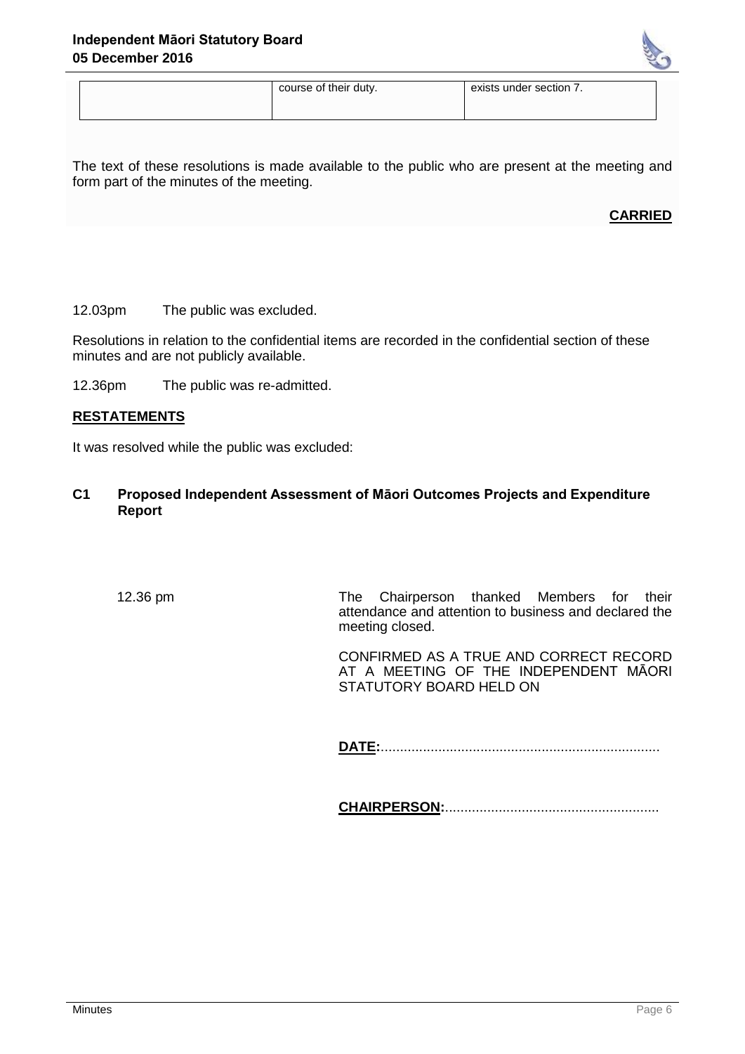| | | |
|---|---|---|
| | course of their duty. | exists under section 7. |

The text of these resolutions is made available to the public who are present at the meeting and form part of the minutes of the meeting.

**CARRIED**

12.03pm The public was excluded.

Resolutions in relation to the confidential items are recorded in the confidential section of these minutes and are not publicly available.

12.36pm The public was re-admitted.

## RESTATEMENTS

It was resolved while the public was excluded:

### C1 Proposed Independent Assessment of Māori Outcomes Projects and Expenditure Report

12.36 pm The Chairperson thanked Members for their attendance and attention to business and declared the meeting closed.

CONFIRMED AS A TRUE AND CORRECT RECORD AT A MEETING OF THE INDEPENDENT MĀORI STATUTORY BOARD HELD ON

**DATE:**.........................................................................

**CHAIRPERSON:**........................................................